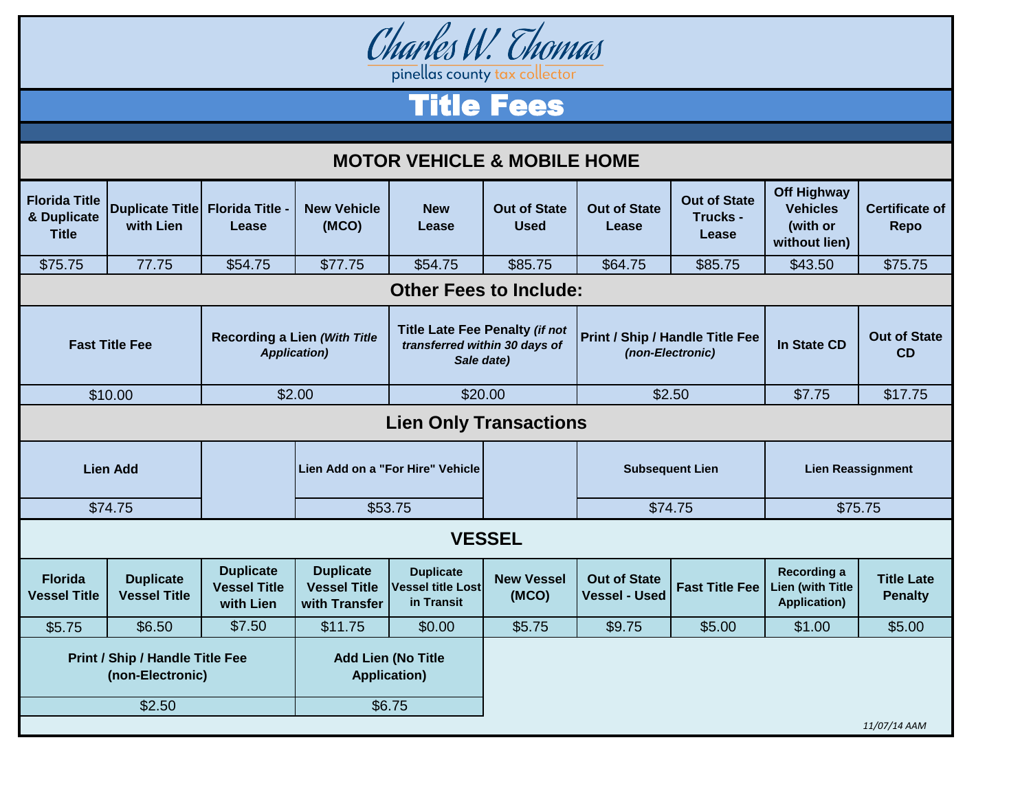# Charles W. Thomas

pinellas county tax collector

# Title Fees

## MOTOR VEHICLE & MOBILE HOME

| Florida Title & Duplicate Title | Duplicate Title with Lien | Florida Title - Lease | New Vehicle (MCO) | New Lease | Out of State Used | Out of State Lease | Out of State Trucks - Lease | Off Highway Vehicles (with or without lien) | Certificate of Repo |
|---|---|---|---|---|---|---|---|---|---|
| $75.75 | 77.75 | $54.75 | $77.75 | $54.75 | $85.75 | $64.75 | $85.75 | $43.50 | $75.75 |

## Other Fees to Include:

| Fast Title Fee | Recording a Lien *(With Title Application)* | Title Late Fee Penalty *(if not transferred within 30 days of Sale date)* | Print / Ship / Handle Title Fee *(non-Electronic)* | In State CD | Out of State CD |
|---|---|---|---|---|---|
| $10.00 | $2.00 | $20.00 | $2.50 | $7.75 | $17.75 |

## Lien Only Transactions

| Lien Add | Lien Add on a "For Hire" Vehicle | Subsequent Lien | Lien Reassignment |
|---|---|---|---|
| $74.75 | $53.75 | $74.75 | $75.75 |

## VESSEL

| Florida Vessel Title | Duplicate Vessel Title | Duplicate Vessel Title with Lien | Duplicate Vessel Title with Transfer | Duplicate Vessel title Lost in Transit | New Vessel (MCO) | Out of State Vessel - Used | Fast Title Fee | Recording a Lien (with Title Application) | Title Late Penalty |
|---|---|---|---|---|---|---|---|---|---|
| $5.75 | $6.50 | $7.50 | $11.75 | $0.00 | $5.75 | $9.75 | $5.00 | $1.00 | $5.00 |

| Print / Ship / Handle Title Fee (non-Electronic) | Add Lien (No Title Application) |
|---|---|
| $2.50 | $6.75 |

*11/07/14 AAM*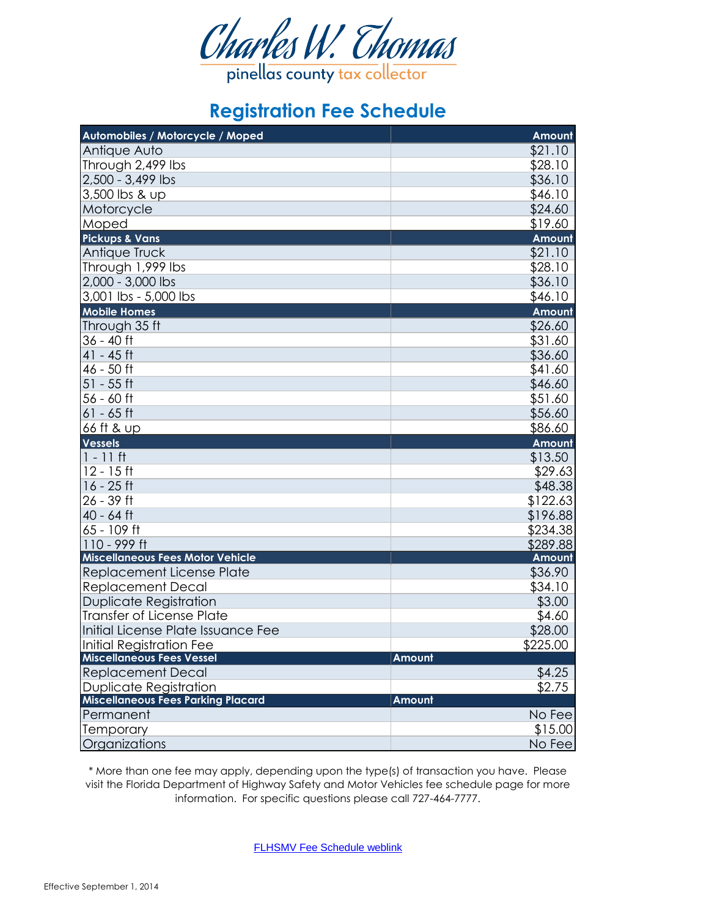Charles W. Thomas

pinellas county tax collector

# Registration Fee Schedule

| Automobiles / Motorcycle / Moped | Amount |
| --- | --- |
| Antique Auto | $21.10 |
| Through 2,499 lbs | $28.10 |
| 2,500 - 3,499 lbs | $36.10 |
| 3,500 lbs & up | $46.10 |
| Motorcycle | $24.60 |
| Moped | $19.60 |
| **Pickups & Vans** | **Amount** |
| Antique Truck | $21.10 |
| Through 1,999 lbs | $28.10 |
| 2,000 - 3,000 lbs | $36.10 |
| 3,001 lbs - 5,000 lbs | $46.10 |
| **Mobile Homes** | **Amount** |
| Through 35 ft | $26.60 |
| 36 - 40 ft | $31.60 |
| 41 - 45 ft | $36.60 |
| 46 - 50 ft | $41.60 |
| 51 - 55 ft | $46.60 |
| 56 - 60 ft | $51.60 |
| 61 - 65 ft | $56.60 |
| 66 ft & up | $86.60 |
| **Vessels** | **Amount** |
| 1 - 11 ft | $13.50 |
| 12 - 15 ft | $29.63 |
| 16 - 25 ft | $48.38 |
| 26 - 39 ft | $122.63 |
| 40 - 64 ft | $196.88 |
| 65 - 109 ft | $234.38 |
| 110 - 999 ft | $289.88 |
| **Miscellaneous Fees Motor Vehicle** | **Amount** |
| Replacement License Plate | $36.90 |
| Replacement Decal | $34.10 |
| Duplicate Registration | $3.00 |
| Transfer of License Plate | $4.60 |
| Initial License Plate Issuance Fee | $28.00 |
| Initial Registration Fee | $225.00 |
| **Miscellaneous Fees Vessel** | **Amount** |
| Replacement Decal | $4.25 |
| Duplicate Registration | $2.75 |
| **Miscellaneous Fees Parking Placard** | **Amount** |
| Permanent | No Fee |
| Temporary | $15.00 |
| Organizations | No Fee |

* More than one fee may apply, depending upon the type(s) of transaction you have. Please visit the Florida Department of Highway Safety and Motor Vehicles fee schedule page for more information. For specific questions please call 727-464-7777.

FLHSMV Fee Schedule weblink

Effective September 1, 2014